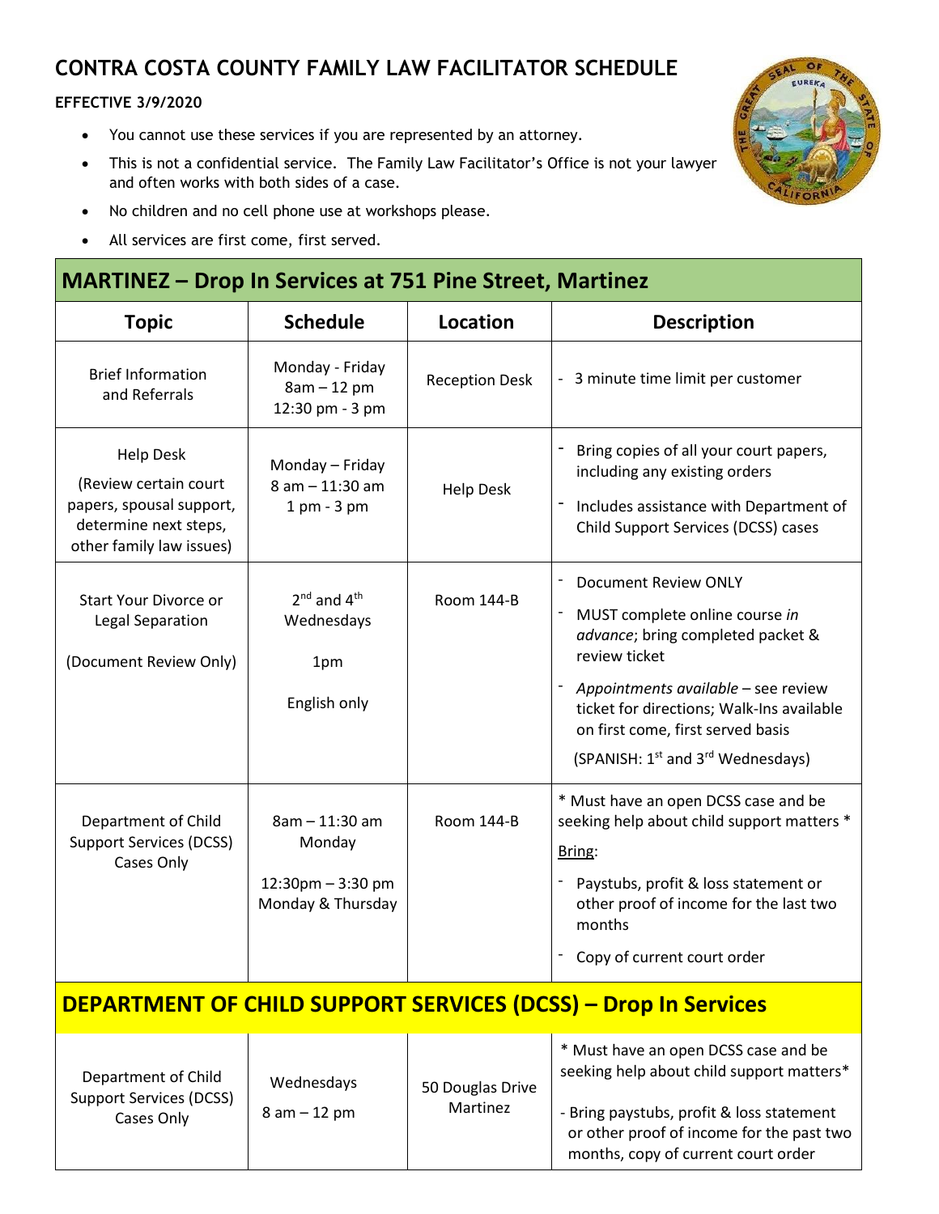# CONTRA COSTA COUNTY FAMILY LAW FACILITATOR SCHEDULE

**EFFECTIVE 3/9/2020**

- You cannot use these services if you are represented by an attorney.
- This is not a confidential service. The Family Law Facilitator's Office is not your lawyer and often works with both sides of a case.
- No children and no cell phone use at workshops please.
- All services are first come, first served.

## MARTINEZ – Drop In Services at 751 Pine Street, Martinez

| Topic | Schedule | Location | Description |
|---|---|---|---|
| Brief Information and Referrals | Monday - Friday<br>8am – 12 pm<br>12:30 pm - 3 pm | Reception Desk | - 3 minute time limit per customer |
| Help Desk<br>(Review certain court papers, spousal support, determine next steps, other family law issues) | Monday – Friday<br>8 am – 11:30 am<br>1 pm - 3 pm | Help Desk | - Bring copies of all your court papers, including any existing orders<br>- Includes assistance with Department of Child Support Services (DCSS) cases |
| Start Your Divorce or Legal Separation<br><br>(Document Review Only) | 2nd and 4th Wednesdays<br><br>1pm<br><br>English only | Room 144-B | - Document Review ONLY<br>- MUST complete online course *in advance*; bring completed packet & review ticket<br>- *Appointments available* – see review ticket for directions; Walk-Ins available on first come, first served basis<br>(SPANISH: 1st and 3rd Wednesdays) |
| Department of Child Support Services (DCSS) Cases Only | 8am – 11:30 am<br>Monday<br><br>12:30pm – 3:30 pm<br>Monday & Thursday | Room 144-B | * Must have an open DCSS case and be seeking help about child support matters *<br>Bring:<br>- Paystubs, profit & loss statement or other proof of income for the last two months<br>- Copy of current court order |

## DEPARTMENT OF CHILD SUPPORT SERVICES (DCSS) – Drop In Services

| Topic | Schedule | Location | Description |
|---|---|---|---|
| Department of Child Support Services (DCSS) Cases Only | Wednesdays<br>8 am – 12 pm | 50 Douglas Drive Martinez | * Must have an open DCSS case and be seeking help about child support matters*<br>- Bring paystubs, profit & loss statement or other proof of income for the past two months, copy of current court order |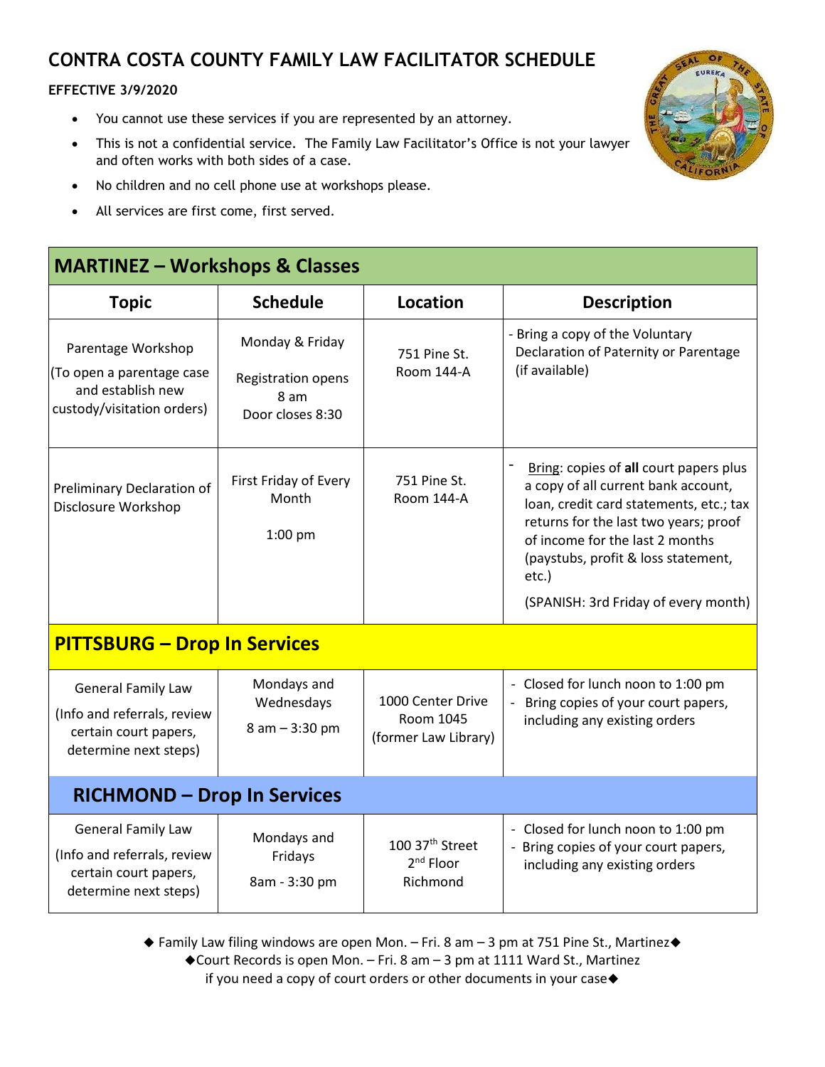# CONTRA COSTA COUNTY FAMILY LAW FACILITATOR SCHEDULE

**EFFECTIVE 3/9/2020**

- You cannot use these services if you are represented by an attorney.
- This is not a confidential service. The Family Law Facilitator's Office is not your lawyer and often works with both sides of a case.
- No children and no cell phone use at workshops please.
- All services are first come, first served.

| **MARTINEZ – Workshops & Classes** | | | |
|---|---|---|---|
| **Topic** | **Schedule** | **Location** | **Description** |
| Parentage Workshop (To open a parentage case and establish new custody/visitation orders) | Monday & Friday<br>Registration opens 8 am<br>Door closes 8:30 | 751 Pine St. Room 144-A | - Bring a copy of the Voluntary Declaration of Paternity or Parentage (if available) |
| Preliminary Declaration of Disclosure Workshop | First Friday of Every Month<br>1:00 pm | 751 Pine St. Room 144-A | - Bring: copies of **all** court papers plus a copy of all current bank account, loan, credit card statements, etc.; tax returns for the last two years; proof of income for the last 2 months (paystubs, profit & loss statement, etc.)<br>(SPANISH: 3rd Friday of every month) |
| **PITTSBURG – Drop In Services** | | | |
| General Family Law (Info and referrals, review certain court papers, determine next steps) | Mondays and Wednesdays<br>8 am – 3:30 pm | 1000 Center Drive Room 1045 (former Law Library) | - Closed for lunch noon to 1:00 pm<br>- Bring copies of your court papers, including any existing orders |
| **RICHMOND – Drop In Services** | | | |
| General Family Law (Info and referrals, review certain court papers, determine next steps) | Mondays and Fridays<br>8am - 3:30 pm | 100 37th Street 2nd Floor Richmond | - Closed for lunch noon to 1:00 pm<br>- Bring copies of your court papers, including any existing orders |

◆ Family Law filing windows are open Mon. – Fri. 8 am – 3 pm at 751 Pine St., Martinez◆

◆Court Records is open Mon. – Fri. 8 am – 3 pm at 1111 Ward St., Martinez if you need a copy of court orders or other documents in your case◆